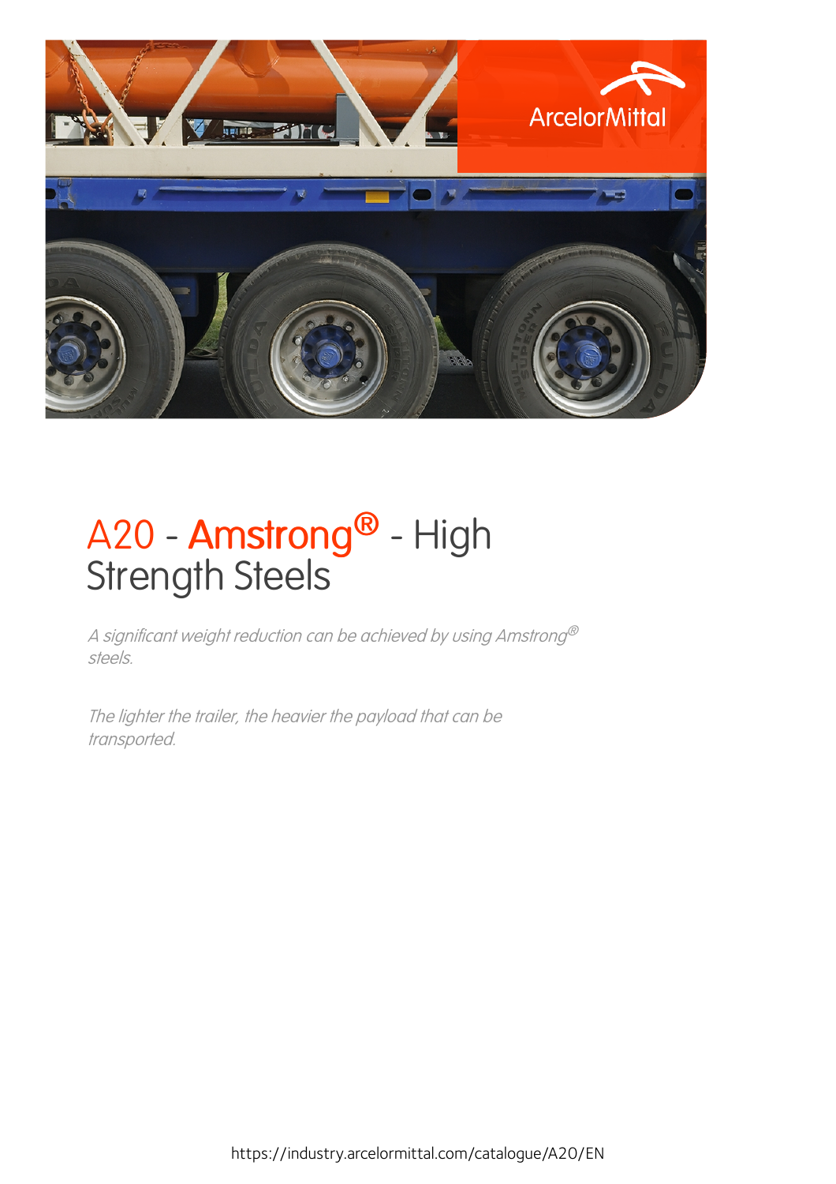# A20 - Amstrong® - High Strength Steels

*A significant weight reduction can be achieved by using Amstrong® steels.*

*The lighter the trailer, the heavier the payload that can be transported.*

https://industry.arcelormittal.com/catalogue/A20/EN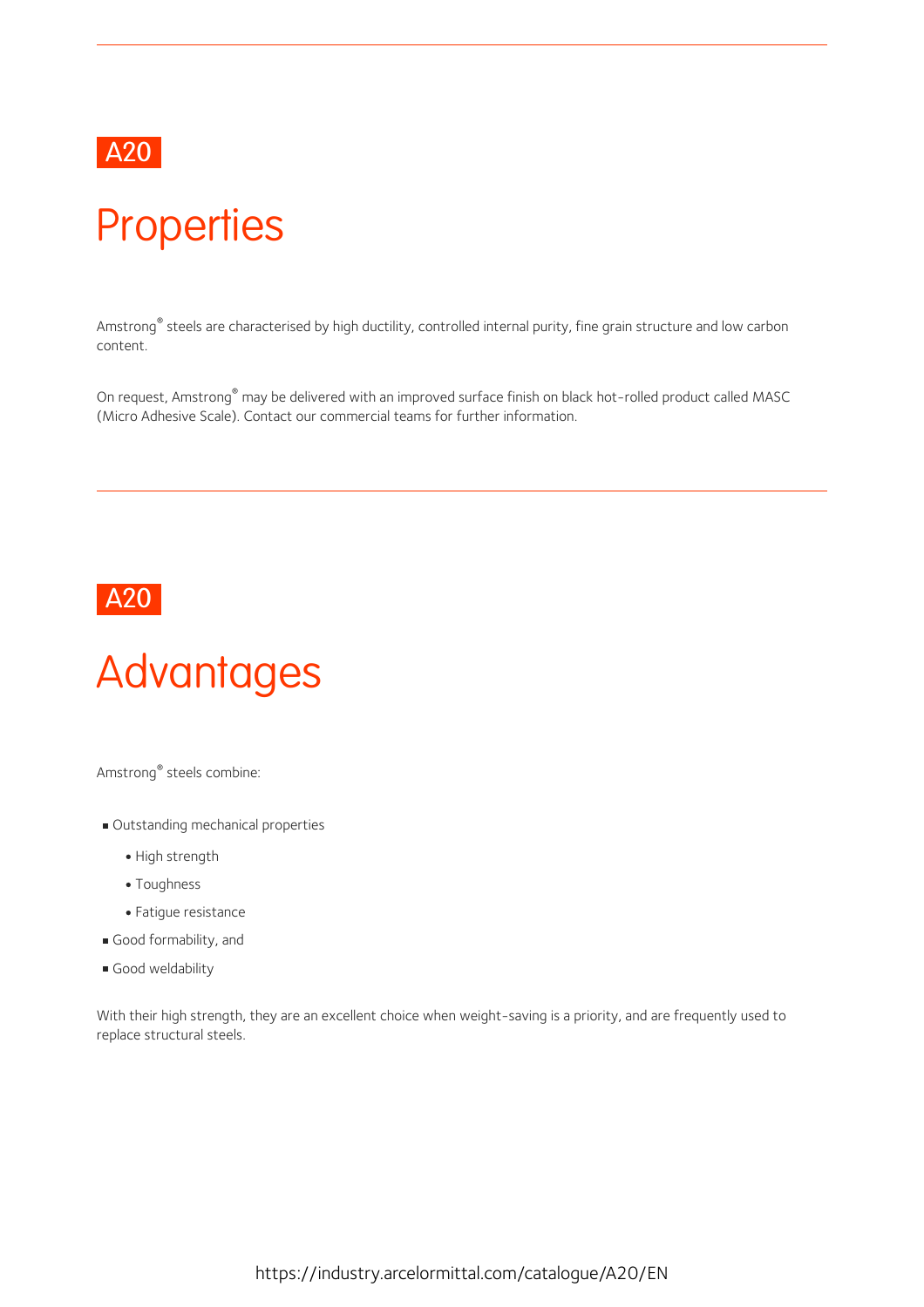A20

# Properties

Amstrong® steels are characterised by high ductility, controlled internal purity, fine grain structure and low carbon content.

On request, Amstrong® may be delivered with an improved surface finish on black hot-rolled product called MASC (Micro Adhesive Scale). Contact our commercial teams for further information.

A20

# Advantages

Amstrong® steels combine:

- Outstanding mechanical properties
  - High strength
  - Toughness
  - Fatigue resistance
- Good formability, and
- Good weldability

With their high strength, they are an excellent choice when weight-saving is a priority, and are frequently used to replace structural steels.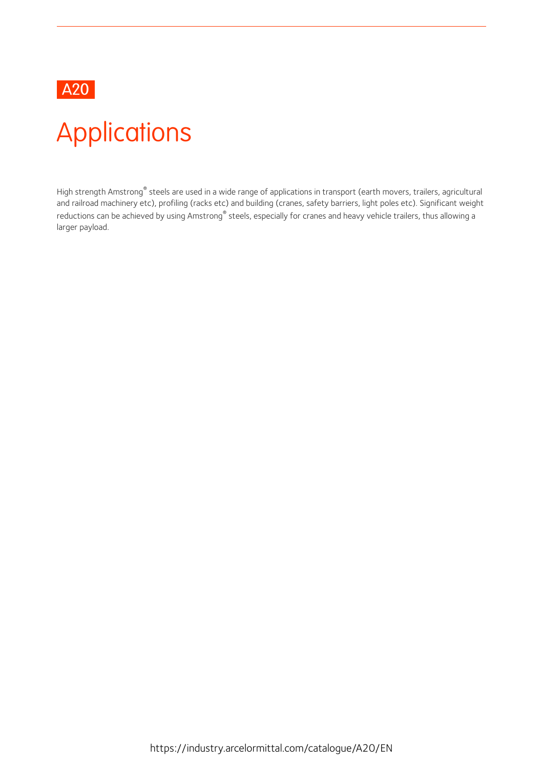A20

# Applications

High strength Amstrong® steels are used in a wide range of applications in transport (earth movers, trailers, agricultural and railroad machinery etc), profiling (racks etc) and building (cranes, safety barriers, light poles etc). Significant weight reductions can be achieved by using Amstrong® steels, especially for cranes and heavy vehicle trailers, thus allowing a larger payload.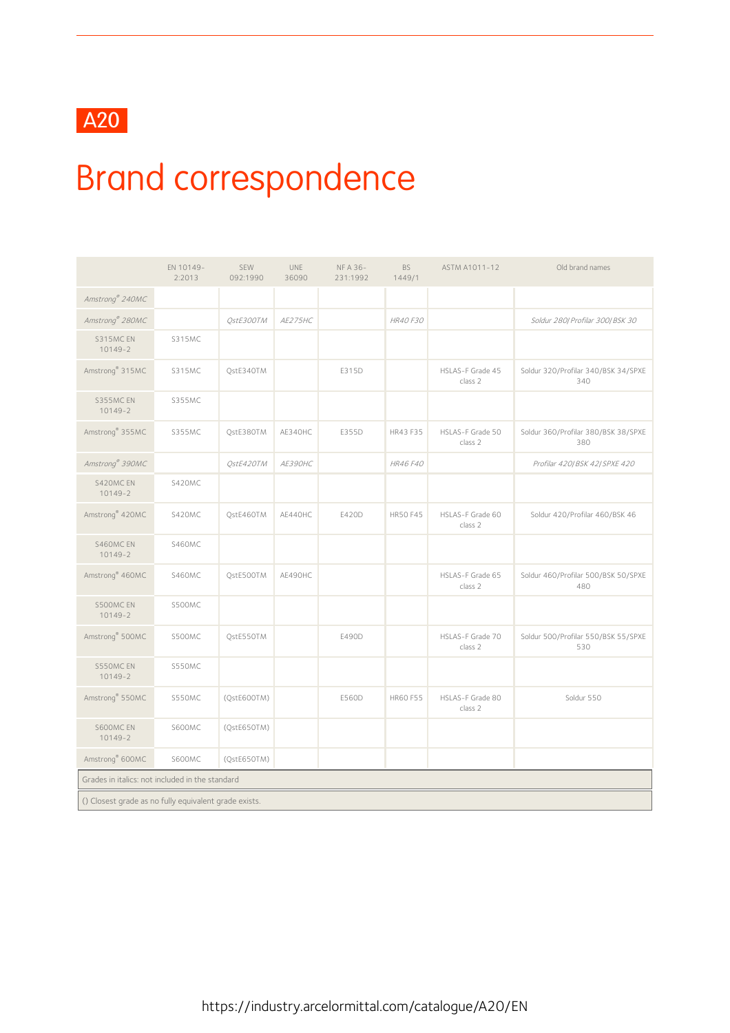A20

# Brand correspondence

| | EN 10149-2:2013 | SEW 092:1990 | UNE 36090 | NF A 36-231:1992 | BS 1449/1 | ASTM A1011-12 | Old brand names |
|---|---|---|---|---|---|---|---|
| *Amstrong® 240MC* | | | | | | | |
| *Amstrong® 280MC* | | *QstE300TM* | *AE275HC* | | *HR40 F30* | | *Soldur 280/ Profilar 300/ BSK 30* |
| S315MC EN 10149-2 | S315MC | | | | | | |
| Amstrong® 315MC | S315MC | QstE340TM | | E315D | | HSLAS-F Grade 45 class 2 | Soldur 320/Profilar 340/BSK 34/SPXE 340 |
| S355MC EN 10149-2 | S355MC | | | | | | |
| Amstrong® 355MC | S355MC | QstE380TM | AE340HC | E355D | HR43 F35 | HSLAS-F Grade 50 class 2 | Soldur 360/Profilar 380/BSK 38/SPXE 380 |
| *Amstrong® 390MC* | | *QstE420TM* | *AE390HC* | | *HR46 F40* | | *Profilar 420/ BSK 42/ SPXE 420* |
| S420MC EN 10149-2 | S420MC | | | | | | |
| Amstrong® 420MC | S420MC | QstE460TM | AE440HC | E420D | HR50 F45 | HSLAS-F Grade 60 class 2 | Soldur 420/Profilar 460/BSK 46 |
| S460MC EN 10149-2 | S460MC | | | | | | |
| Amstrong® 460MC | S460MC | QstE500TM | AE490HC | | | HSLAS-F Grade 65 class 2 | Soldur 460/Profilar 500/BSK 50/SPXE 480 |
| S500MC EN 10149-2 | S500MC | | | | | | |
| Amstrong® 500MC | S500MC | QstE550TM | | E490D | | HSLAS-F Grade 70 class 2 | Soldur 500/Profilar 550/BSK 55/SPXE 530 |
| S550MC EN 10149-2 | S550MC | | | | | | |
| Amstrong® 550MC | S550MC | (QstE600TM) | | E560D | HR60 F55 | HSLAS-F Grade 80 class 2 | Soldur 550 |
| S600MC EN 10149-2 | S600MC | (QstE650TM) | | | | | |
| Amstrong® 600MC | S600MC | (QstE650TM) | | | | | |

Grades in italics: not included in the standard

() Closest grade as no fully equivalent grade exists.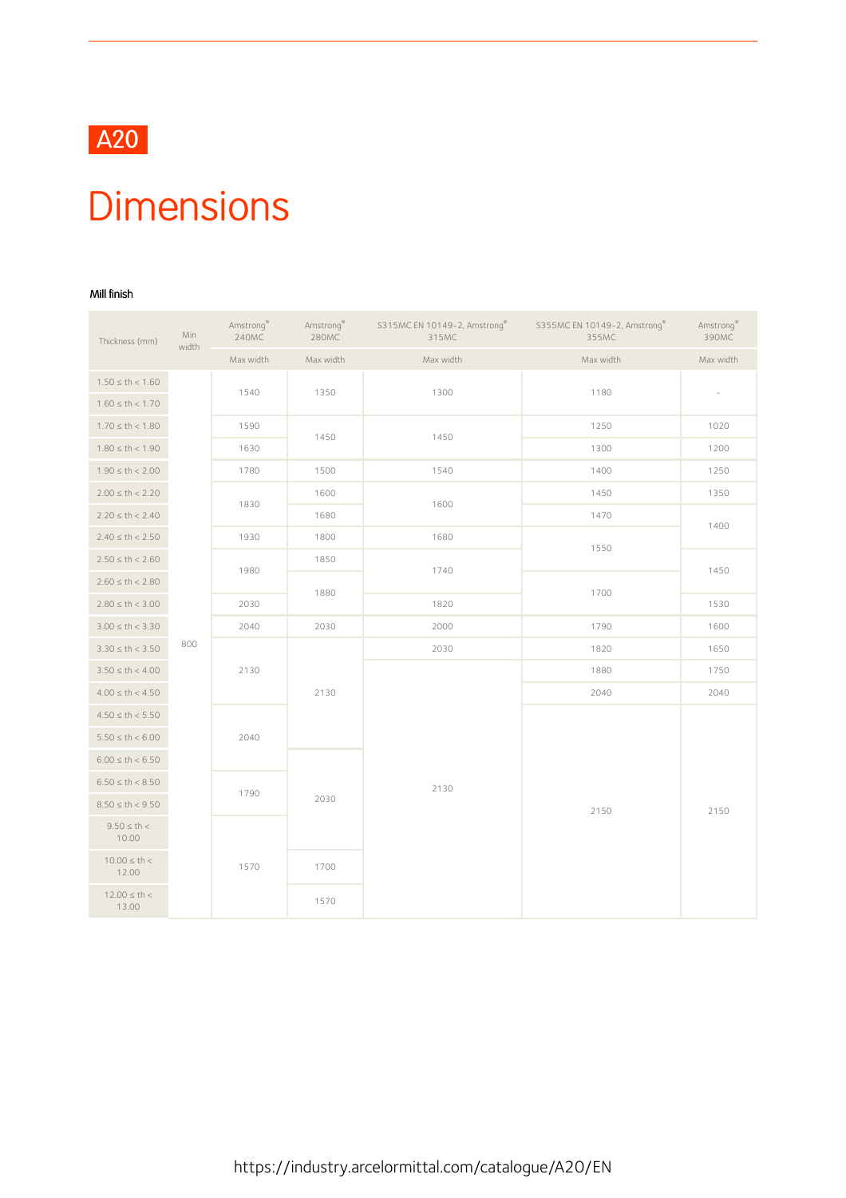A20

# Dimensions

Mill finish

| Thickness (mm) | Min width | Amstrong® 240MC | Amstrong® 280MC | S315MC EN 10149-2, Amstrong® 315MC | S355MC EN 10149-2, Amstrong® 355MC | Amstrong® 390MC |
|---|---|---|---|---|---|---|
| | | Max width | Max width | Max width | Max width | Max width |
| 1.50 ≤ th < 1.60 | 800 | 1540 | 1350 | 1300 | 1180 | - |
| 1.60 ≤ th < 1.70 | 800 | 1540 | 1350 | 1300 | 1180 | - |
| 1.70 ≤ th < 1.80 | 800 | 1590 | 1450 | 1450 | 1250 | 1020 |
| 1.80 ≤ th < 1.90 | 800 | 1630 | 1450 | 1450 | 1300 | 1200 |
| 1.90 ≤ th < 2.00 | 800 | 1780 | 1500 | 1540 | 1400 | 1250 |
| 2.00 ≤ th < 2.20 | 800 | 1830 | 1600 | 1600 | 1450 | 1350 |
| 2.20 ≤ th < 2.40 | 800 | 1830 | 1680 | 1600 | 1470 | 1400 |
| 2.40 ≤ th < 2.50 | 800 | 1930 | 1800 | 1680 | 1550 | 1400 |
| 2.50 ≤ th < 2.60 | 800 | 1980 | 1850 | 1740 | 1550 | 1450 |
| 2.60 ≤ th < 2.80 | 800 | 1980 | 1880 | 1740 | 1700 | 1450 |
| 2.80 ≤ th < 3.00 | 800 | 2030 | 1880 | 1820 | 1700 | 1530 |
| 3.00 ≤ th < 3.30 | 800 | 2040 | 2030 | 2000 | 1790 | 1600 |
| 3.30 ≤ th < 3.50 | 800 | 2130 | 2130 | 2030 | 1820 | 1650 |
| 3.50 ≤ th < 4.00 | 800 | 2130 | 2130 | 2130 | 1880 | 1750 |
| 4.00 ≤ th < 4.50 | 800 | 2130 | 2130 | 2130 | 2040 | 2040 |
| 4.50 ≤ th < 5.50 | 800 | 2040 | 2130 | 2130 | 2150 | 2150 |
| 5.50 ≤ th < 6.00 | 800 | 2040 | 2130 | 2130 | 2150 | 2150 |
| 6.00 ≤ th < 6.50 | 800 | 2040 | 2030 | 2130 | 2150 | 2150 |
| 6.50 ≤ th < 8.50 | 800 | 1790 | 2030 | 2130 | 2150 | 2150 |
| 8.50 ≤ th < 9.50 | 800 | 1790 | 2030 | 2130 | 2150 | 2150 |
| 9.50 ≤ th < 10.00 | 800 | 1570 | 2030 | 2130 | 2150 | 2150 |
| 10.00 ≤ th < 12.00 | 800 | 1570 | 1700 | 2130 | 2150 | 2150 |
| 12.00 ≤ th < 13.00 | 800 | 1570 | 1570 | 2130 | 2150 | 2150 |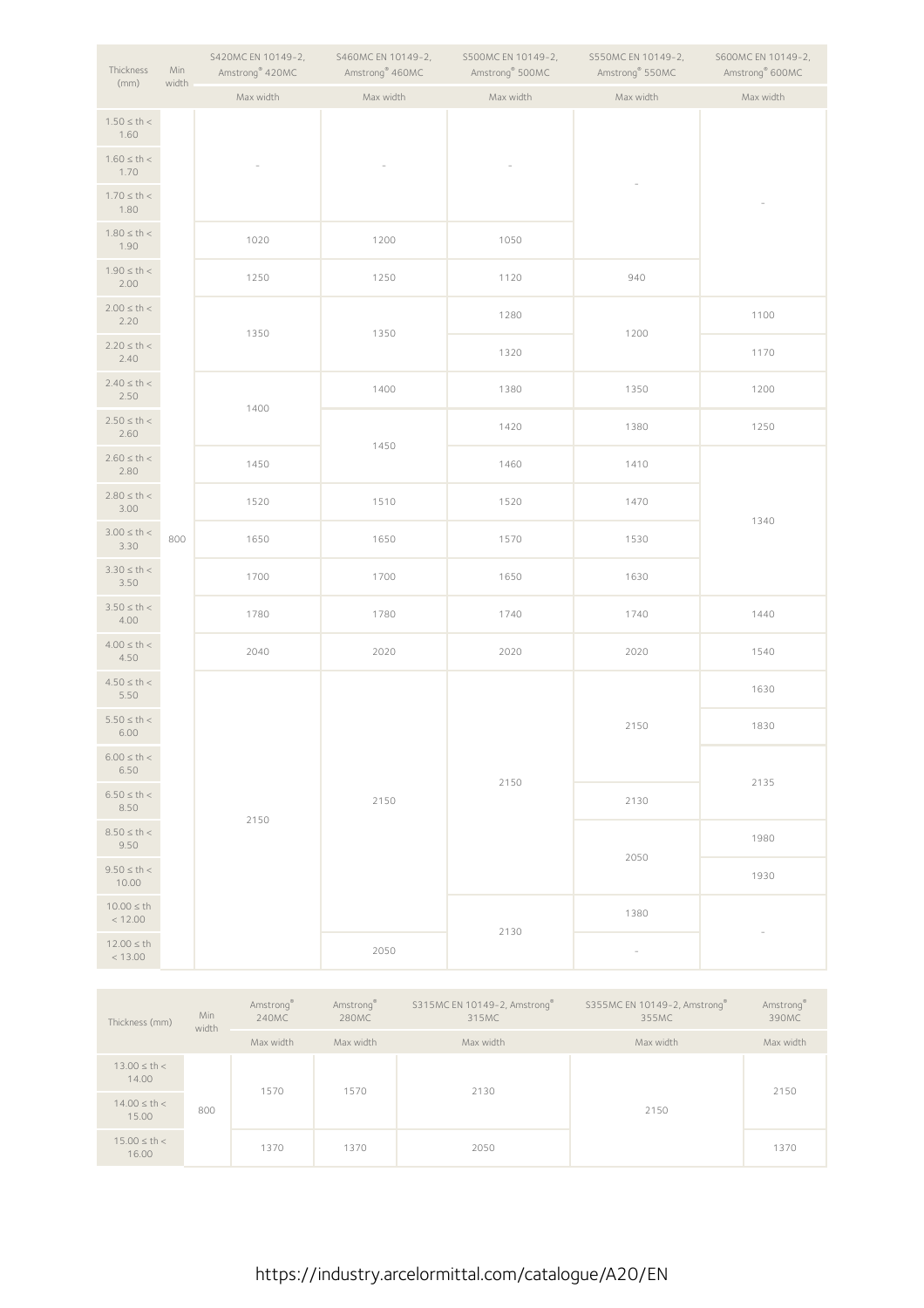| Thickness (mm) | Min width | S420MC EN 10149-2, Amstrong® 420MC | S460MC EN 10149-2, Amstrong® 460MC | S500MC EN 10149-2, Amstrong® 500MC | S550MC EN 10149-2, Amstrong® 550MC | S600MC EN 10149-2, Amstrong® 600MC |
|---|---|---|---|---|---|---|
| | | Max width | Max width | Max width | Max width | Max width |
| 1.50 ≤ th < 1.60 | 800 | - | - | - | - | - |
| 1.60 ≤ th < 1.70 | 800 | - | - | - | - | - |
| 1.70 ≤ th < 1.80 | 800 | - | - | - | - | - |
| 1.80 ≤ th < 1.90 | 800 | 1020 | 1200 | 1050 | - | - |
| 1.90 ≤ th < 2.00 | 800 | 1250 | 1250 | 1120 | 940 | - |
| 2.00 ≤ th < 2.20 | 800 | 1350 | 1350 | 1280 | 1200 | 1100 |
| 2.20 ≤ th < 2.40 | 800 | 1350 | 1350 | 1320 | 1200 | 1170 |
| 2.40 ≤ th < 2.50 | 800 | 1400 | 1400 | 1380 | 1350 | 1200 |
| 2.50 ≤ th < 2.60 | 800 | 1400 | 1450 | 1420 | 1380 | 1250 |
| 2.60 ≤ th < 2.80 | 800 | 1450 | 1450 | 1460 | 1410 | 1340 |
| 2.80 ≤ th < 3.00 | 800 | 1520 | 1510 | 1520 | 1470 | 1340 |
| 3.00 ≤ th < 3.30 | 800 | 1650 | 1650 | 1570 | 1530 | 1340 |
| 3.30 ≤ th < 3.50 | 800 | 1700 | 1700 | 1650 | 1630 | 1340 |
| 3.50 ≤ th < 4.00 | 800 | 1780 | 1780 | 1740 | 1740 | 1440 |
| 4.00 ≤ th < 4.50 | 800 | 2040 | 2020 | 2020 | 2020 | 1540 |
| 4.50 ≤ th < 5.50 | 800 | 2150 | 2150 | 2150 | 2150 | 1630 |
| 5.50 ≤ th < 6.00 | 800 | 2150 | 2150 | 2150 | 2150 | 1830 |
| 6.00 ≤ th < 6.50 | 800 | 2150 | 2150 | 2150 | 2150 | 2135 |
| 6.50 ≤ th < 8.50 | 800 | 2150 | 2150 | 2150 | 2130 | 2135 |
| 8.50 ≤ th < 9.50 | 800 | 2150 | 2150 | 2150 | 2050 | 1980 |
| 9.50 ≤ th < 10.00 | 800 | 2150 | 2150 | 2150 | 2050 | 1930 |
| 10.00 ≤ th < 12.00 | 800 | 2150 | 2150 | 2130 | 1380 | - |
| 12.00 ≤ th < 13.00 | 800 | 2150 | 2050 | 2130 | - | - |

| Thickness (mm) | Min width | Amstrong® 240MC | Amstrong® 280MC | S315MC EN 10149-2, Amstrong® 315MC | S355MC EN 10149-2, Amstrong® 355MC | Amstrong® 390MC |
|---|---|---|---|---|---|---|
| | | Max width | Max width | Max width | Max width | Max width |
| 13.00 ≤ th < 14.00 | 800 | 1570 | 1570 | 2130 | 2150 | 2150 |
| 14.00 ≤ th < 15.00 | 800 | 1570 | 1570 | 2130 | 2150 | 2150 |
| 15.00 ≤ th < 16.00 | 800 | 1370 | 1370 | 2050 | 2150 | 1370 |

https://industry.arcelormittal.com/catalogue/A20/EN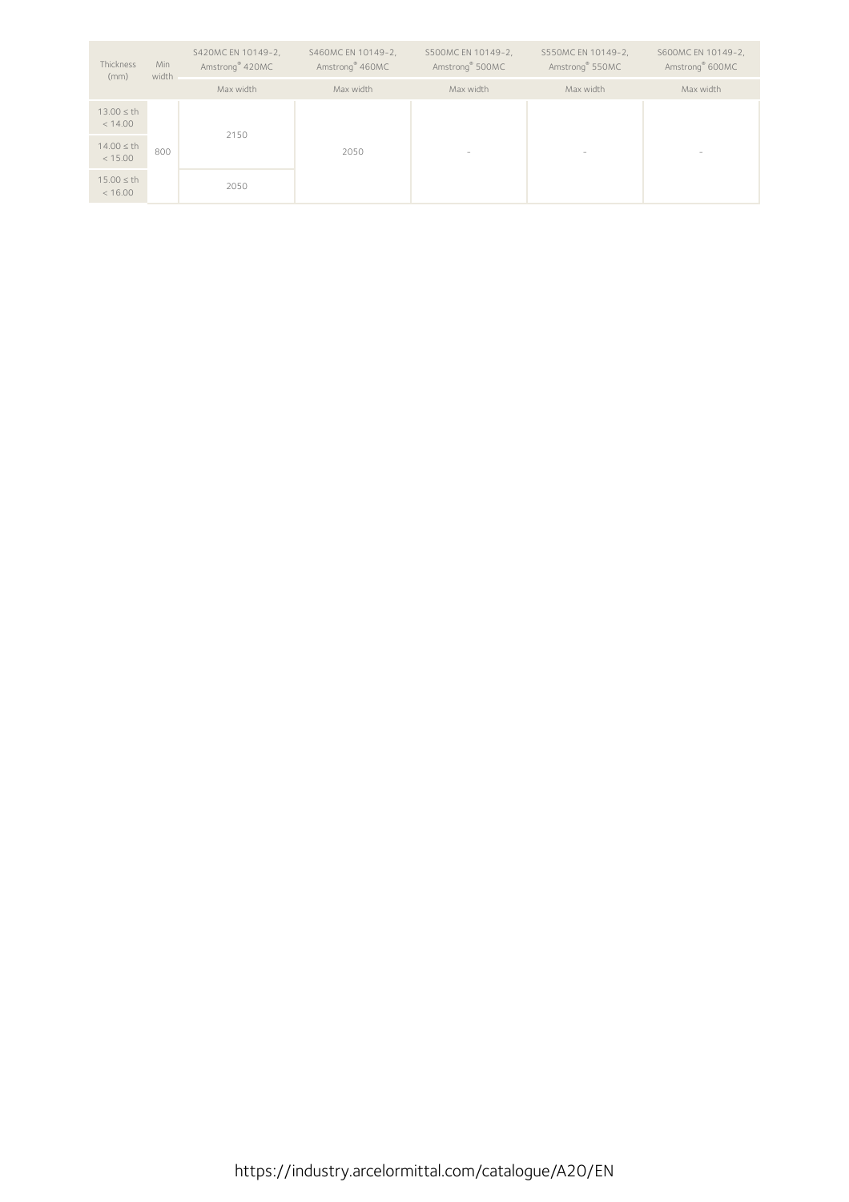| Thickness (mm) | Min width | S420MC EN 10149-2, Amstrong® 420MC | S460MC EN 10149-2, Amstrong® 460MC | S500MC EN 10149-2, Amstrong® 500MC | S550MC EN 10149-2, Amstrong® 550MC | S600MC EN 10149-2, Amstrong® 600MC |
|---|---|---|---|---|---|---|
| | | Max width | Max width | Max width | Max width | Max width |
| 13.00 ≤ th < 14.00 | 800 | 2150 | 2050 | - | - | - |
| 14.00 ≤ th < 15.00 | 800 | 2150 | 2050 | - | - | - |
| 15.00 ≤ th < 16.00 | 800 | 2050 | 2050 | - | - | - |

https://industry.arcelormittal.com/catalogue/A20/EN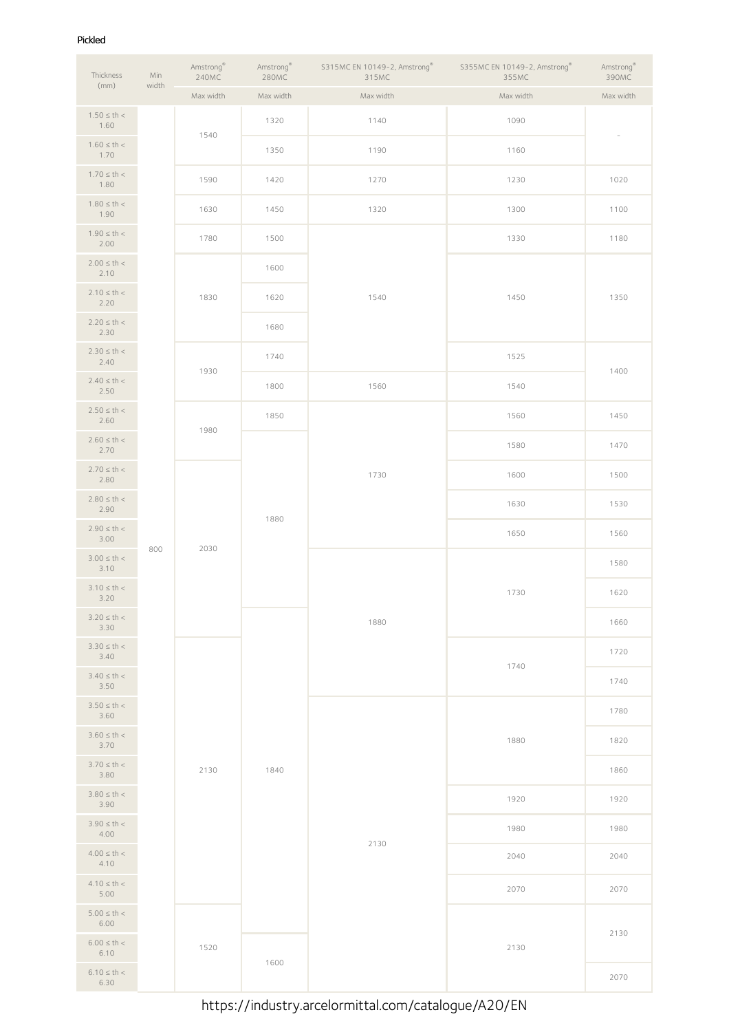Pickled

| Thickness (mm) | Min width | Amstrong® 240MC | Amstrong® 280MC | S315MC EN 10149-2, Amstrong® 315MC | S355MC EN 10149-2, Amstrong® 355MC | Amstrong® 390MC |
|---|---|---|---|---|---|---|
| | | Max width | Max width | Max width | Max width | Max width |
| 1.50 ≤ th < 1.60 | 800 | 1540 | 1320 | 1140 | 1090 | - |
| 1.60 ≤ th < 1.70 | 800 | 1540 | 1350 | 1190 | 1160 | - |
| 1.70 ≤ th < 1.80 | 800 | 1590 | 1420 | 1270 | 1230 | 1020 |
| 1.80 ≤ th < 1.90 | 800 | 1630 | 1450 | 1320 | 1300 | 1100 |
| 1.90 ≤ th < 2.00 | 800 | 1780 | 1500 | 1540 | 1330 | 1180 |
| 2.00 ≤ th < 2.10 | 800 | 1830 | 1600 | 1540 | 1450 | 1350 |
| 2.10 ≤ th < 2.20 | 800 | 1830 | 1620 | 1540 | 1450 | 1350 |
| 2.20 ≤ th < 2.30 | 800 | 1830 | 1680 | 1540 | 1450 | 1350 |
| 2.30 ≤ th < 2.40 | 800 | 1930 | 1740 | 1540 | 1525 | 1400 |
| 2.40 ≤ th < 2.50 | 800 | 1930 | 1800 | 1560 | 1540 | 1400 |
| 2.50 ≤ th < 2.60 | 800 | 1980 | 1850 | 1730 | 1560 | 1450 |
| 2.60 ≤ th < 2.70 | 800 | 1980 | 1880 | 1730 | 1580 | 1470 |
| 2.70 ≤ th < 2.80 | 800 | 2030 | 1880 | 1730 | 1600 | 1500 |
| 2.80 ≤ th < 2.90 | 800 | 2030 | 1880 | 1730 | 1630 | 1530 |
| 2.90 ≤ th < 3.00 | 800 | 2030 | 1880 | 1730 | 1650 | 1560 |
| 3.00 ≤ th < 3.10 | 800 | 2030 | 1880 | 1880 | 1730 | 1580 |
| 3.10 ≤ th < 3.20 | 800 | 2030 | 1880 | 1880 | 1730 | 1620 |
| 3.20 ≤ th < 3.30 | 800 | 2030 | 1840 | 1880 | 1730 | 1660 |
| 3.30 ≤ th < 3.40 | 800 | 2130 | 1840 | 1880 | 1740 | 1720 |
| 3.40 ≤ th < 3.50 | 800 | 2130 | 1840 | 1880 | 1740 | 1740 |
| 3.50 ≤ th < 3.60 | 800 | 2130 | 1840 | 2130 | 1880 | 1780 |
| 3.60 ≤ th < 3.70 | 800 | 2130 | 1840 | 2130 | 1880 | 1820 |
| 3.70 ≤ th < 3.80 | 800 | 2130 | 1840 | 2130 | 1880 | 1860 |
| 3.80 ≤ th < 3.90 | 800 | 2130 | 1840 | 2130 | 1920 | 1920 |
| 3.90 ≤ th < 4.00 | 800 | 2130 | 1840 | 2130 | 1980 | 1980 |
| 4.00 ≤ th < 4.10 | 800 | 2130 | 1840 | 2130 | 2040 | 2040 |
| 4.10 ≤ th < 5.00 | 800 | 2130 | 1840 | 2130 | 2070 | 2070 |
| 5.00 ≤ th < 6.00 | 800 | 1520 | 1840 | 2130 | 2130 | 2130 |
| 6.00 ≤ th < 6.10 | 800 | 1520 | 1600 | 2130 | 2130 | 2130 |
| 6.10 ≤ th < 6.30 | 800 | 1520 | 1600 | 2130 | 2130 | 2070 |

https://industry.arcelormittal.com/catalogue/A20/EN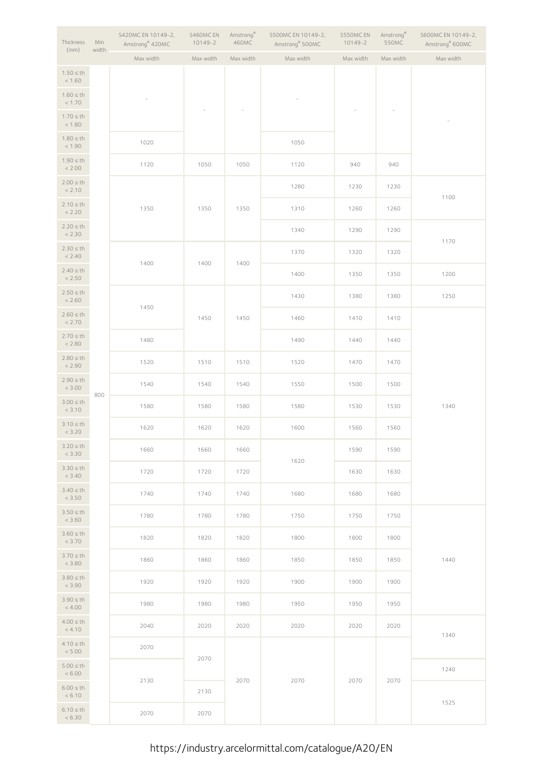| Thickness (mm) | Min width | S420MC EN 10149-2, Amstrong® 420MC | S460MC EN 10149-2 | Amstrong® 460MC | S500MC EN 10149-2, Amstrong® 500MC | S550MC EN 10149-2 | Amstrong® 550MC | S600MC EN 10149-2, Amstrong® 600MC |
|---|---|---|---|---|---|---|---|---|
| | | Max width | Max width | Max width | Max width | Max width | Max width | Max width |
| 1.50 ≤ th < 1.60 | 800 | - | - | - | - | - | - | - |
| 1.60 ≤ th < 1.70 | 800 | - | - | - | - | - | - | - |
| 1.70 ≤ th < 1.80 | 800 | - | - | - | - | - | - | - |
| 1.80 ≤ th < 1.90 | 800 | 1020 | - | - | 1050 | - | - | - |
| 1.90 ≤ th < 2.00 | 800 | 1120 | 1050 | 1050 | 1120 | 940 | 940 | - |
| 2.00 ≤ th < 2.10 | 800 | 1350 | 1350 | 1350 | 1280 | 1230 | 1230 | 1100 |
| 2.10 ≤ th < 2.20 | 800 | 1350 | 1350 | 1350 | 1310 | 1260 | 1260 | 1100 |
| 2.20 ≤ th < 2.30 | 800 | 1350 | 1350 | 1350 | 1340 | 1290 | 1290 | 1170 |
| 2.30 ≤ th < 2.40 | 800 | 1400 | 1400 | 1400 | 1370 | 1320 | 1320 | 1170 |
| 2.40 ≤ th < 2.50 | 800 | 1400 | 1400 | 1400 | 1400 | 1350 | 1350 | 1200 |
| 2.50 ≤ th < 2.60 | 800 | 1450 | 1450 | 1450 | 1430 | 1380 | 1380 | 1250 |
| 2.60 ≤ th < 2.70 | 800 | 1450 | 1450 | 1450 | 1460 | 1410 | 1410 | 1340 |
| 2.70 ≤ th < 2.80 | 800 | 1480 | 1450 | 1450 | 1490 | 1440 | 1440 | 1340 |
| 2.80 ≤ th < 2.90 | 800 | 1520 | 1510 | 1510 | 1520 | 1470 | 1470 | 1340 |
| 2.90 ≤ th < 3.00 | 800 | 1540 | 1540 | 1540 | 1550 | 1500 | 1500 | 1340 |
| 3.00 ≤ th < 3.10 | 800 | 1580 | 1580 | 1580 | 1580 | 1530 | 1530 | 1340 |
| 3.10 ≤ th < 3.20 | 800 | 1620 | 1620 | 1620 | 1600 | 1560 | 1560 | 1340 |
| 3.20 ≤ th < 3.30 | 800 | 1660 | 1660 | 1660 | 1620 | 1590 | 1590 | 1340 |
| 3.30 ≤ th < 3.40 | 800 | 1720 | 1720 | 1720 | 1620 | 1630 | 1630 | 1340 |
| 3.40 ≤ th < 3.50 | 800 | 1740 | 1740 | 1740 | 1680 | 1680 | 1680 | 1340 |
| 3.50 ≤ th < 3.60 | 800 | 1780 | 1780 | 1780 | 1750 | 1750 | 1750 | 1440 |
| 3.60 ≤ th < 3.70 | 800 | 1820 | 1820 | 1820 | 1800 | 1800 | 1800 | 1440 |
| 3.70 ≤ th < 3.80 | 800 | 1860 | 1860 | 1860 | 1850 | 1850 | 1850 | 1440 |
| 3.80 ≤ th < 3.90 | 800 | 1920 | 1920 | 1920 | 1900 | 1900 | 1900 | 1440 |
| 3.90 ≤ th < 4.00 | 800 | 1980 | 1980 | 1980 | 1950 | 1950 | 1950 | 1440 |
| 4.00 ≤ th < 4.10 | 800 | 2040 | 2020 | 2020 | 2020 | 2020 | 2020 | 1340 |
| 4.10 ≤ th < 5.00 | 800 | 2070 | 2070 | 2070 | 2070 | 2070 | 2070 | 1340 |
| 5.00 ≤ th < 6.00 | 800 | 2130 | 2070 | 2070 | 2070 | 2070 | 2070 | 1240 |
| 6.00 ≤ th < 6.10 | 800 | 2130 | 2130 | 2070 | 2070 | 2070 | 2070 | 1525 |
| 6.10 ≤ th < 6.30 | 800 | 2070 | 2070 | 2070 | 2070 | 2070 | 2070 | 1525 |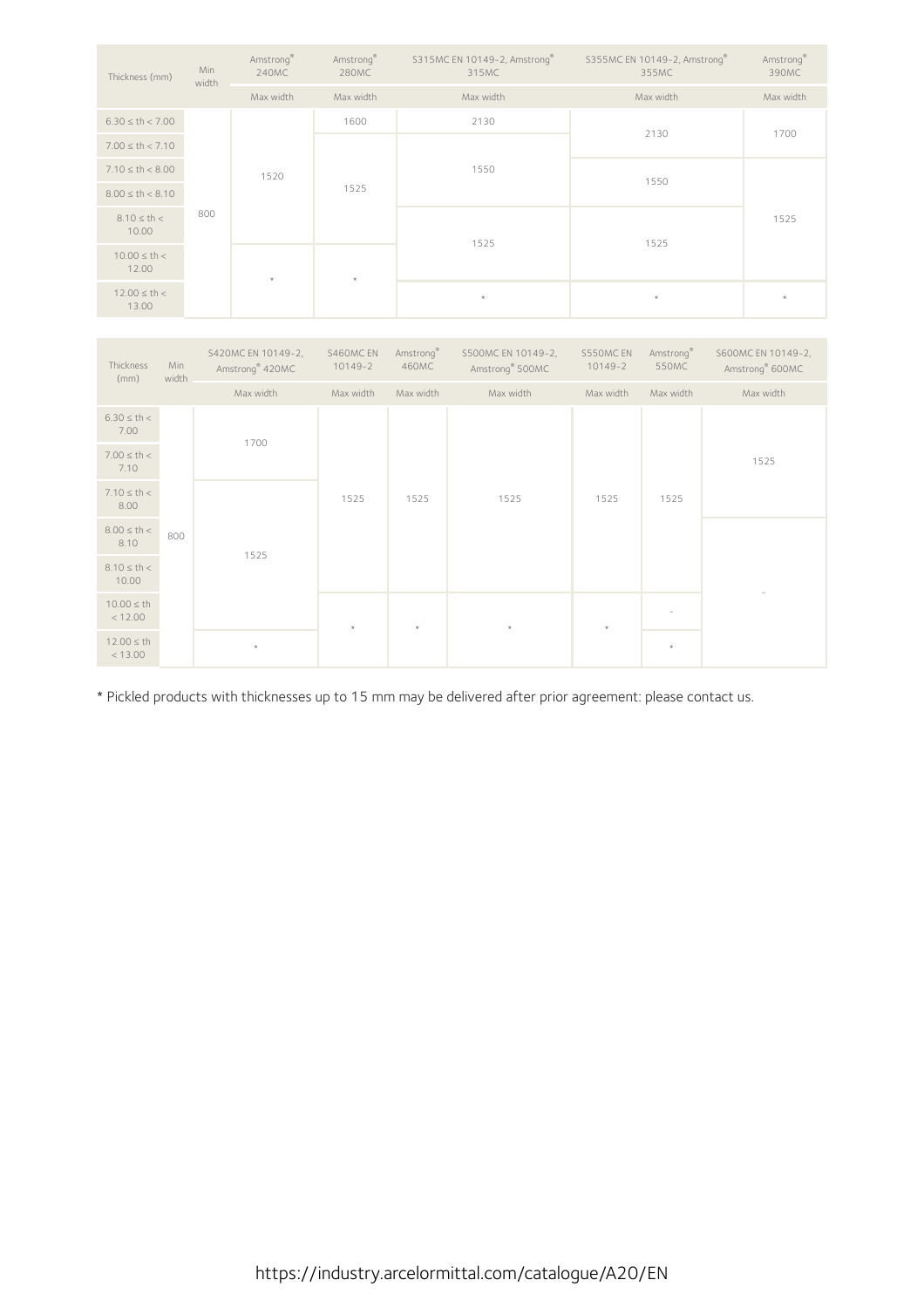| Thickness (mm) | Min width | Amstrong® 240MC | Amstrong® 280MC | S315MC EN 10149-2, Amstrong® 315MC | S355MC EN 10149-2, Amstrong® 355MC | Amstrong® 390MC |
|---|---|---|---|---|---|---|
| | | Max width | Max width | Max width | Max width | Max width |
| 6.30 ≤ th < 7.00 | 800 | 1520 | 1600 | 2130 | 2130 | 1700 |
| 7.00 ≤ th < 7.10 | 800 | 1520 | 1525 | 1550 | 2130 | 1700 |
| 7.10 ≤ th < 8.00 | 800 | 1520 | 1525 | 1550 | 1550 | 1525 |
| 8.00 ≤ th < 8.10 | 800 | 1520 | 1525 | 1550 | 1550 | 1525 |
| 8.10 ≤ th < 10.00 | 800 | 1520 | 1525 | 1525 | 1525 | 1525 |
| 10.00 ≤ th < 12.00 | 800 | * | * | 1525 | 1525 | 1525 |
| 12.00 ≤ th < 13.00 | 800 | * | * | * | * | * |

| Thickness (mm) | Min width | S420MC EN 10149-2, Amstrong® 420MC | S460MC EN 10149-2 | Amstrong® 460MC | S500MC EN 10149-2, Amstrong® 500MC | S550MC EN 10149-2 | Amstrong® 550MC | S600MC EN 10149-2, Amstrong® 600MC |
|---|---|---|---|---|---|---|---|---|
| | | Max width | Max width | Max width | Max width | Max width | Max width | Max width |
| 6.30 ≤ th < 7.00 | 800 | 1700 | 1525 | 1525 | 1525 | 1525 | 1525 | 1525 |
| 7.00 ≤ th < 7.10 | 800 | 1700 | 1525 | 1525 | 1525 | 1525 | 1525 | 1525 |
| 7.10 ≤ th < 8.00 | 800 | 1525 | 1525 | 1525 | 1525 | 1525 | 1525 | 1525 |
| 8.00 ≤ th < 8.10 | 800 | 1525 | 1525 | 1525 | 1525 | 1525 | 1525 | - |
| 8.10 ≤ th < 10.00 | 800 | 1525 | 1525 | 1525 | 1525 | 1525 | 1525 | - |
| 10.00 ≤ th < 12.00 | 800 | 1525 | * | * | * | * | - | - |
| 12.00 ≤ th < 13.00 | 800 | * | * | * | * | * | * | - |

\* Pickled products with thicknesses up to 15 mm may be delivered after prior agreement: please contact us.

https://industry.arcelormittal.com/catalogue/A20/EN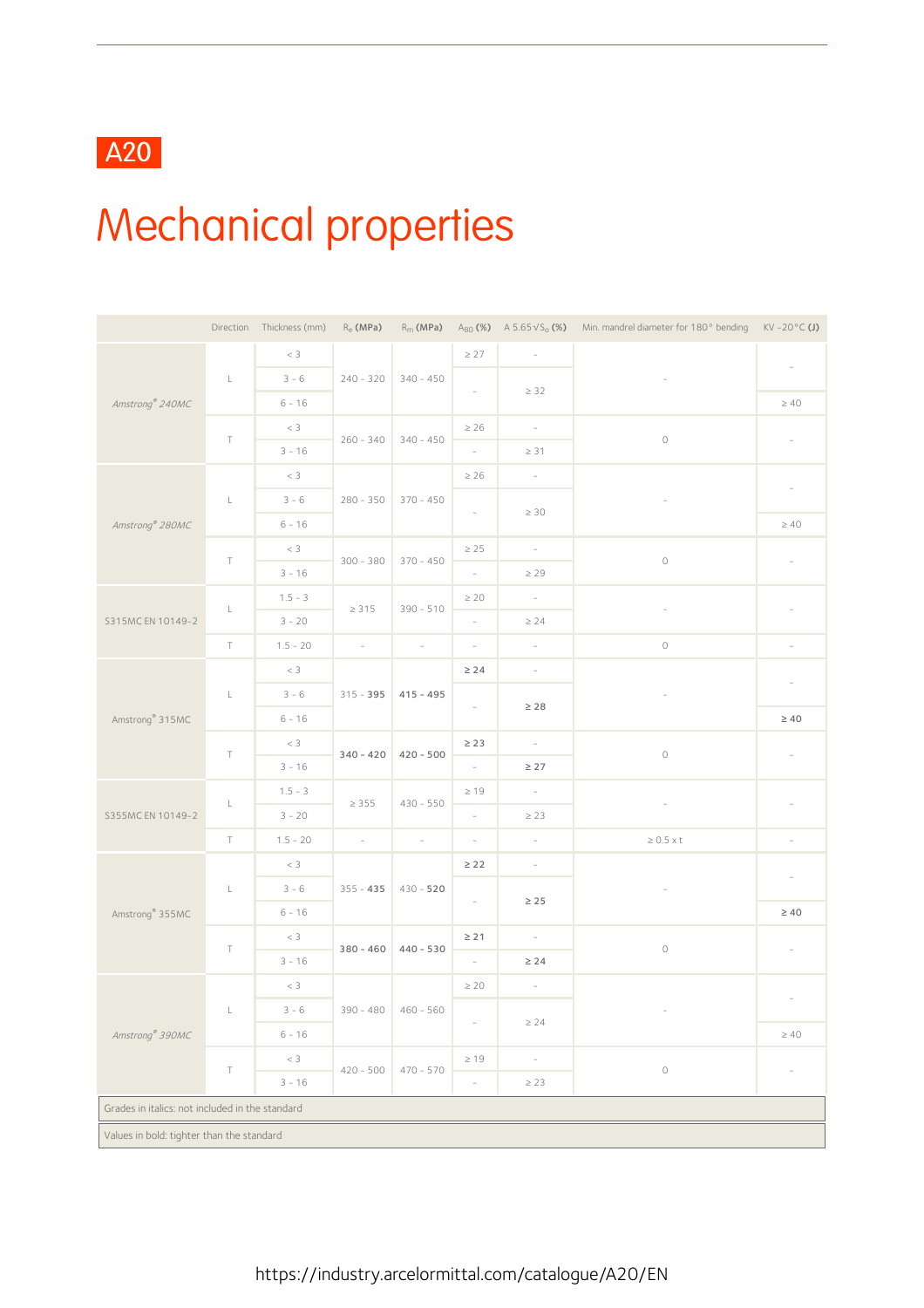A20

# Mechanical properties

| | Direction | Thickness (mm) | $R_e$ (MPa) | $R_m$ (MPa) | $A_{80}$ (%) | A 5.65√$S_o$ (%) | Min. mandrel diameter for 180° bending | KV -20°C (J) |
|---|---|---|---|---|---|---|---|---|
| *Amstrong® 240MC* | L | < 3 | 240 - 320 | 340 - 450 | ≥ 27 | - | - | - |
| | | 3 - 6 | | | - | ≥ 32 | | |
| | | 6 - 16 | | | | | | ≥ 40 |
| | T | < 3 | 260 - 340 | 340 - 450 | ≥ 26 | - | 0 | - |
| | | 3 - 16 | | | - | ≥ 31 | | |
| *Amstrong® 280MC* | L | < 3 | 280 - 350 | 370 - 450 | ≥ 26 | - | - | - |
| | | 3 - 6 | | | - | ≥ 30 | | |
| | | 6 - 16 | | | | | | ≥ 40 |
| | T | < 3 | 300 - 380 | 370 - 450 | ≥ 25 | - | 0 | - |
| | | 3 - 16 | | | - | ≥ 29 | | |
| S315MC EN 10149-2 | L | 1.5 - 3 | ≥ 315 | 390 - 510 | ≥ 20 | - | - | - |
| | | 3 - 20 | | | - | ≥ 24 | | |
| | T | 1.5 - 20 | - | - | - | - | 0 | - |
| Amstrong® 315MC | L | < 3 | 315 - **395** | **415 - 495** | **≥ 24** | - | - | - |
| | | 3 - 6 | | | - | **≥ 28** | | |
| | | 6 - 16 | | | | | | **≥ 40** |
| | T | < 3 | **340 - 420** | **420 - 500** | **≥ 23** | - | 0 | - |
| | | 3 - 16 | | | - | **≥ 27** | | |
| S355MC EN 10149-2 | L | 1.5 - 3 | ≥ 355 | 430 - 550 | ≥ 19 | - | - | - |
| | | 3 - 20 | | | - | ≥ 23 | | |
| | T | 1.5 - 20 | - | - | - | - | ≥ 0.5 x t | - |
| Amstrong® 355MC | L | < 3 | 355 - **435** | 430 - **520** | **≥ 22** | - | - | - |
| | | 3 - 6 | | | - | **≥ 25** | | |
| | | 6 - 16 | | | | | | **≥ 40** |
| | T | < 3 | **380 - 460** | **440 - 530** | **≥ 21** | - | 0 | - |
| | | 3 - 16 | | | - | **≥ 24** | | |
| *Amstrong® 390MC* | L | < 3 | 390 - 480 | 460 - 560 | ≥ 20 | - | - | - |
| | | 3 - 6 | | | - | ≥ 24 | | |
| | | 6 - 16 | | | | | | ≥ 40 |
| | T | < 3 | 420 - 500 | 470 - 570 | ≥ 19 | - | 0 | - |
| | | 3 - 16 | | | - | ≥ 23 | | |

Grades in italics: not included in the standard

Values in bold: tighter than the standard

https://industry.arcelormittal.com/catalogue/A20/EN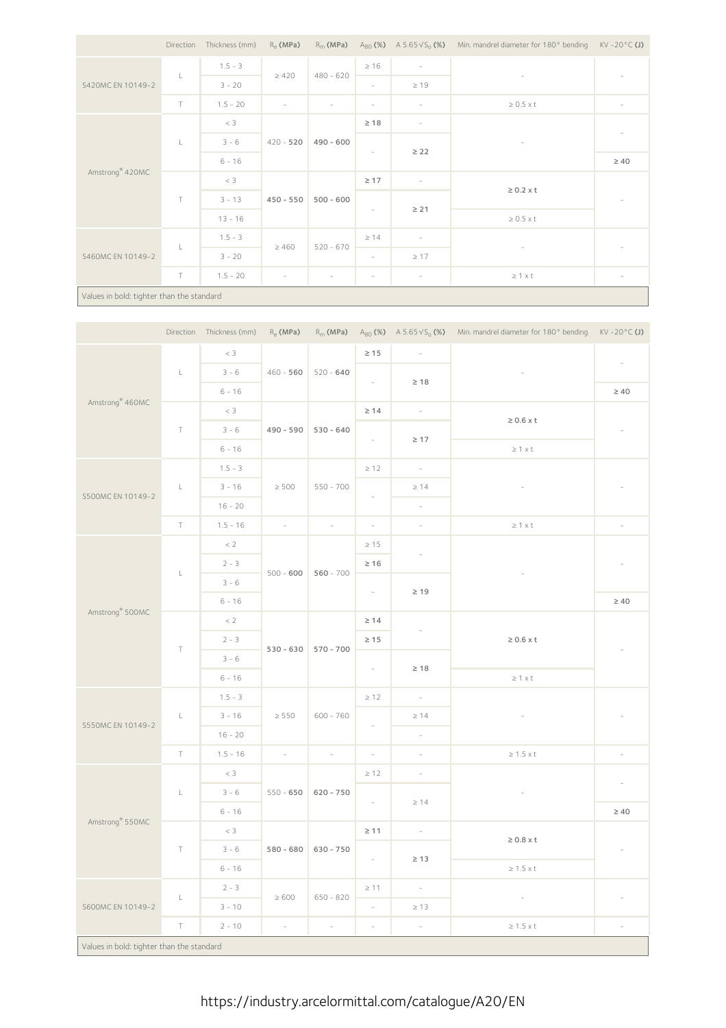| | Direction | Thickness (mm) | $R_e$ (MPa) | $R_m$ (MPa) | $A_{80}$ (%) | A 5.65$\sqrt{S_o}$ (%) | Min. mandrel diameter for 180° bending | KV -20°C (J) |
|---|---|---|---|---|---|---|---|---|
| S420MC EN 10149-2 | L | 1.5 - 3 | ≥ 420 | 480 - 620 | ≥ 16 | - | - | - |
| | | 3 - 20 | | | - | ≥ 19 | | |
| | T | 1.5 - 20 | - | - | - | - | ≥ 0.5 x t | - |
| Amstrong® 420MC | L | < 3 | 420 - **520** | **490 - 600** | **≥ 18** | - | - | - |
| | | 3 - 6 | | | - | **≥ 22** | | |
| | | 6 - 16 | | | | | | **≥ 40** |
| | T | < 3 | **450 - 550** | **500 - 600** | **≥ 17** | - | **≥ 0.2 x t** | - |
| | | 3 - 13 | | | - | **≥ 21** | | |
| | | 13 - 16 | | | | | ≥ 0.5 x t | |
| S460MC EN 10149-2 | L | 1.5 - 3 | ≥ 460 | 520 - 670 | ≥ 14 | - | - | - |
| | | 3 - 20 | | | - | ≥ 17 | | |
| | T | 1.5 - 20 | - | - | - | - | ≥ 1 x t | - |

Values in bold: tighter than the standard

| | Direction | Thickness (mm) | $R_e$ (MPa) | $R_m$ (MPa) | $A_{80}$ (%) | A 5.65$\sqrt{S_o}$ (%) | Min. mandrel diameter for 180° bending | KV -20°C (J) |
|---|---|---|---|---|---|---|---|---|
| Amstrong® 460MC | L | < 3 | 460 - **560** | 520 - **640** | **≥ 15** | - | - | - |
| | | 3 - 6 | | | - | **≥ 18** | | |
| | | 6 - 16 | | | | | | **≥ 40** |
| | T | < 3 | **490 - 590** | **530 - 640** | **≥ 14** | - | **≥ 0.6 x t** | - |
| | | 3 - 6 | | | - | **≥ 17** | | |
| | | 6 - 16 | | | | | ≥ 1 x t | |
| S500MC EN 10149-2 | L | 1.5 - 3 | ≥ 500 | 550 - 700 | ≥ 12 | - | - | - |
| | | 3 - 16 | | | - | ≥ 14 | | |
| | | 16 - 20 | | | | - | | |
| | T | 1.5 - 16 | - | - | - | - | ≥ 1 x t | - |
| Amstrong® 500MC | L | < 2 | 500 - **600** | **560** - 700 | ≥ 15 | - | - | - |
| | | 2 - 3 | | | **≥ 16** | | | |
| | | 3 - 6 | | | - | **≥ 19** | | |
| | | 6 - 16 | | | | | | **≥ 40** |
| | T | < 2 | **530 - 630** | **570 - 700** | **≥ 14** | - | **≥ 0.6 x t** | - |
| | | 2 - 3 | | | **≥ 15** | | | |
| | | 3 - 6 | | | - | **≥ 18** | | |
| | | 6 - 16 | | | | | ≥ 1 x t | |
| S550MC EN 10149-2 | L | 1.5 - 3 | ≥ 550 | 600 - 760 | ≥ 12 | - | - | - |
| | | 3 - 16 | | | - | ≥ 14 | | |
| | | 16 - 20 | | | | - | | |
| | T | 1.5 - 16 | - | - | - | - | ≥ 1.5 x t | - |
| Amstrong® 550MC | L | < 3 | 550 - **650** | **620 - 750** | ≥ 12 | - | - | - |
| | | 3 - 6 | | | - | ≥ 14 | | |
| | | 6 - 16 | | | | | | **≥ 40** |
| | T | < 3 | **580 - 680** | **630 - 750** | **≥ 11** | - | **≥ 0.8 x t** | - |
| | | 3 - 6 | | | - | **≥ 13** | | |
| | | 6 - 16 | | | | | ≥ 1.5 x t | |
| S600MC EN 10149-2 | L | 2 - 3 | ≥ 600 | 650 - 820 | ≥ 11 | - | - | - |
| | | 3 - 10 | | | - | ≥ 13 | | |
| | T | 2 - 10 | - | - | - | - | ≥ 1.5 x t | - |

Values in bold: tighter than the standard

https://industry.arcelormittal.com/catalogue/A20/EN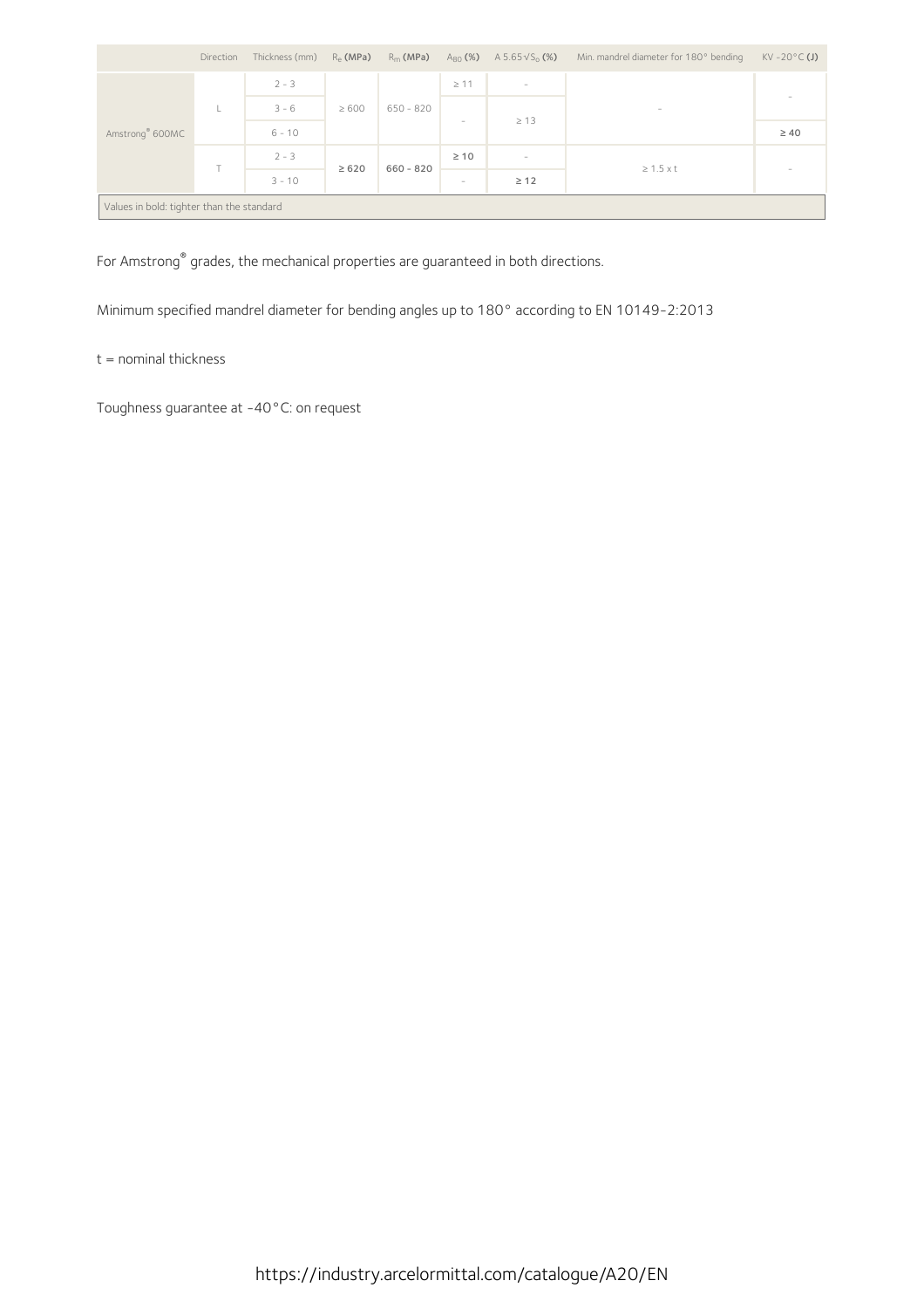| | Direction | Thickness (mm) | $R_e$ **(MPa)** | $R_m$ **(MPa)** | $A_{80}$ **(%)** | A $5.65\sqrt{S_0}$ **(%)** | Min. mandrel diameter for 180° bending | KV -20°C **(J)** |
|---|---|---|---|---|---|---|---|---|
| Amstrong® 600MC | L | 2 - 3 | ≥ 600 | 650 - 820 | ≥ 11 | - | - | - |
| | | 3 - 6 | | | - | ≥ 13 | | |
| | | 6 - 10 | | | | | | **≥ 40** |
| | T | 2 - 3 | **≥ 620** | **660 - 820** | **≥ 10** | - | ≥ 1.5 x t | - |
| | | 3 - 10 | | | - | **≥ 12** | | |

Values in bold: tighter than the standard

For Amstrong® grades, the mechanical properties are guaranteed in both directions.

Minimum specified mandrel diameter for bending angles up to 180° according to EN 10149-2:2013

t = nominal thickness

Toughness guarantee at -40°C: on request

https://industry.arcelormittal.com/catalogue/A20/EN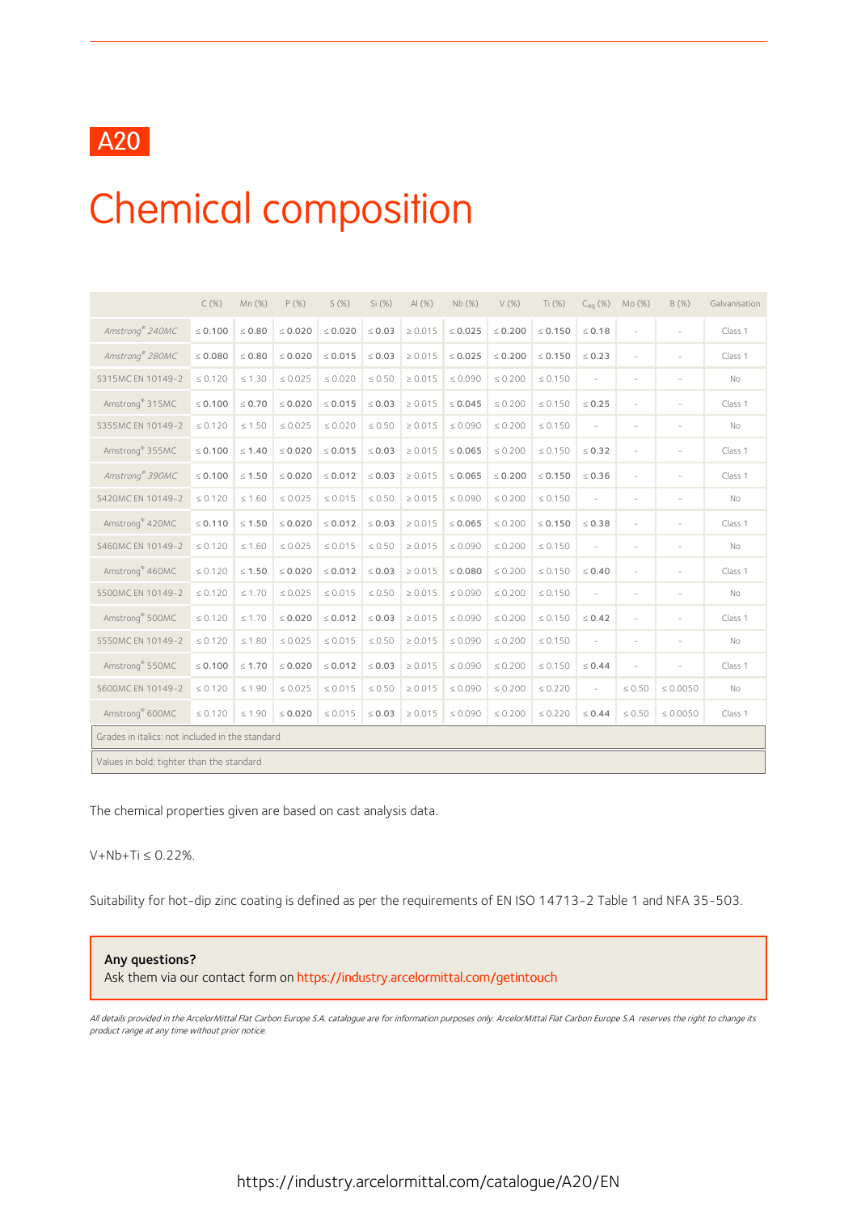A20

# Chemical composition

| | C (%) | Mn (%) | P (%) | S (%) | Si (%) | Al (%) | Nb (%) | V (%) | Ti (%) | $C_{eq}$ (%) | Mo (%) | B (%) | Galvanisation |
|---|---|---|---|---|---|---|---|---|---|---|---|---|---|
| *Amstrong® 240MC* | ≤ **0.100** | ≤ **0.80** | ≤ **0.020** | ≤ **0.020** | ≤ **0.03** | ≥ 0.015 | ≤ **0.025** | ≤ **0.200** | ≤ **0.150** | ≤ **0.18** | - | - | Class 1 |
| *Amstrong® 280MC* | ≤ **0.080** | ≤ **0.80** | ≤ **0.020** | ≤ **0.015** | ≤ **0.03** | ≥ 0.015 | ≤ **0.025** | ≤ **0.200** | ≤ **0.150** | ≤ **0.23** | - | - | Class 1 |
| S315MC EN 10149-2 | ≤ 0.120 | ≤ 1.30 | ≤ 0.025 | ≤ 0.020 | ≤ 0.50 | ≥ 0.015 | ≤ 0.090 | ≤ 0.200 | ≤ 0.150 | - | - | - | No |
| Amstrong® 315MC | ≤ **0.100** | ≤ **0.70** | ≤ **0.020** | ≤ **0.015** | ≤ **0.03** | ≥ 0.015 | ≤ **0.045** | ≤ 0.200 | ≤ 0.150 | ≤ **0.25** | - | - | Class 1 |
| S355MC EN 10149-2 | ≤ 0.120 | ≤ 1.50 | ≤ 0.025 | ≤ 0.020 | ≤ 0.50 | ≥ 0.015 | ≤ 0.090 | ≤ 0.200 | ≤ 0.150 | - | - | - | No |
| Amstrong® 355MC | ≤ **0.100** | ≤ **1.40** | ≤ **0.020** | ≤ **0.015** | ≤ **0.03** | ≥ 0.015 | ≤ **0.065** | ≤ 0.200 | ≤ 0.150 | ≤ **0.32** | - | - | Class 1 |
| *Amstrong® 390MC* | ≤ **0.100** | ≤ **1.50** | ≤ **0.020** | ≤ **0.012** | ≤ **0.03** | ≥ 0.015 | ≤ **0.065** | ≤ **0.200** | ≤ **0.150** | ≤ **0.36** | - | - | Class 1 |
| S420MC EN 10149-2 | ≤ 0.120 | ≤ 1.60 | ≤ 0.025 | ≤ 0.015 | ≤ 0.50 | ≥ 0.015 | ≤ 0.090 | ≤ 0.200 | ≤ 0.150 | - | - | - | No |
| Amstrong® 420MC | ≤ **0.110** | ≤ **1.50** | ≤ **0.020** | ≤ **0.012** | ≤ **0.03** | ≥ 0.015 | ≤ **0.065** | ≤ 0.200 | ≤ **0.150** | ≤ **0.38** | - | - | Class 1 |
| S460MC EN 10149-2 | ≤ 0.120 | ≤ 1.60 | ≤ 0.025 | ≤ 0.015 | ≤ 0.50 | ≥ 0.015 | ≤ 0.090 | ≤ 0.200 | ≤ 0.150 | - | - | - | No |
| Amstrong® 460MC | ≤ 0.120 | ≤ **1.50** | ≤ **0.020** | ≤ **0.012** | ≤ **0.03** | ≥ 0.015 | ≤ **0.080** | ≤ 0.200 | ≤ 0.150 | ≤ **0.40** | - | - | Class 1 |
| S500MC EN 10149-2 | ≤ 0.120 | ≤ 1.70 | ≤ 0.025 | ≤ 0.015 | ≤ 0.50 | ≥ 0.015 | ≤ 0.090 | ≤ 0.200 | ≤ 0.150 | - | - | - | No |
| Amstrong® 500MC | ≤ 0.120 | ≤ 1.70 | ≤ **0.020** | ≤ **0.012** | ≤ **0.03** | ≥ 0.015 | ≤ 0.090 | ≤ 0.200 | ≤ 0.150 | ≤ **0.42** | - | - | Class 1 |
| S550MC EN 10149-2 | ≤ 0.120 | ≤ 1.80 | ≤ 0.025 | ≤ 0.015 | ≤ 0.50 | ≥ 0.015 | ≤ 0.090 | ≤ 0.200 | ≤ 0.150 | - | - | - | No |
| Amstrong® 550MC | ≤ **0.100** | ≤ **1.70** | ≤ **0.020** | ≤ **0.012** | ≤ **0.03** | ≥ 0.015 | ≤ 0.090 | ≤ 0.200 | ≤ 0.150 | ≤ **0.44** | - | - | Class 1 |
| S600MC EN 10149-2 | ≤ 0.120 | ≤ 1.90 | ≤ 0.025 | ≤ 0.015 | ≤ 0.50 | ≥ 0.015 | ≤ 0.090 | ≤ 0.200 | ≤ 0.220 | - | ≤ 0.50 | ≤ 0.0050 | No |
| Amstrong® 600MC | ≤ 0.120 | ≤ 1.90 | ≤ **0.020** | ≤ 0.015 | ≤ **0.03** | ≥ 0.015 | ≤ 0.090 | ≤ 0.200 | ≤ 0.220 | ≤ **0.44** | ≤ 0.50 | ≤ 0.0050 | Class 1 |

Grades in italics: not included in the standard

Values in bold: tighter than the standard

The chemical properties given are based on cast analysis data.

V+Nb+Ti ≤ 0.22%.

Suitability for hot-dip zinc coating is defined as per the requirements of EN ISO 14713-2 Table 1 and NFA 35-503.

**Any questions?**
Ask them via our contact form on https://industry.arcelormittal.com/getintouch

*All details provided in the ArcelorMittal Flat Carbon Europe S.A. catalogue are for information purposes only. ArcelorMittal Flat Carbon Europe S.A. reserves the right to change its product range at any time without prior notice.*